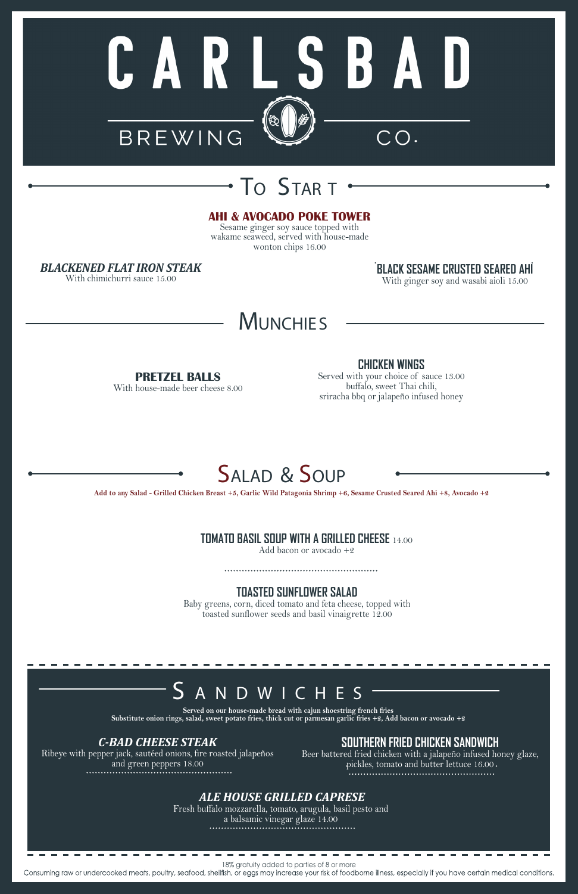# CARLSBAD

BREWING CO.

## To Start

**AHI & AVOCADO POKE TOWER**
Sesame ginger soy sauce topped with wakame seaweed, served with house-made wonton chips 16.00

***BLACKENED FLAT IRON STEAK***
With chimichurri sauce 15.00

**BLACK SESAME CRUSTED SEARED AHÍ**
With ginger soy and wasabi aioli 15.00

## Munchies

**PRETZEL BALLS**
With house-made beer cheese 8.00

**CHICKEN WINGS**
Served with your choice of sauce 13.00
buffalo, sweet Thai chili,
sriracha bbq or jalapeño infused honey

## Salad & Soup

**Add to any Salad - Grilled Chicken Breast +5, Garlic Wild Patagonia Shrimp +6, Sesame Crusted Seared Ahi +8, Avocado +2**

**TOMATO BASIL SOUP WITH A GRILLED CHEESE** 14.00
Add bacon or avocado +2

**TOASTED SUNFLOWER SALAD**
Baby greens, corn, diced tomato and feta cheese, topped with toasted sunflower seeds and basil vinaigrette 12.00

## Sandwiches

**Served on our house-made bread with cajun shoestring french fries**
**Substitute onion rings, salad, sweet potato fries, thick cut or parmesan garlic fries +2, Add bacon or avocado +2**

***C-BAD CHEESE STEAK***
Ribeye with pepper jack, sautéed onions, fire roasted jalapeños and green peppers 18.00

**SOUTHERN FRIED CHICKEN SANDWICH**
Beer battered fried chicken with a jalapeño infused honey glaze, pickles, tomato and butter lettuce 16.00

***ALE HOUSE GRILLED CAPRESE***
Fresh buffalo mozzarella, tomato, arugula, basil pesto and a balsamic vinegar glaze 14.00

18% gratuity added to parties of 8 or more

Consuming raw or undercooked meats, poultry, seafood, shellfish, or eggs may increase your risk of foodborne illness, especially if you have certain medical conditions.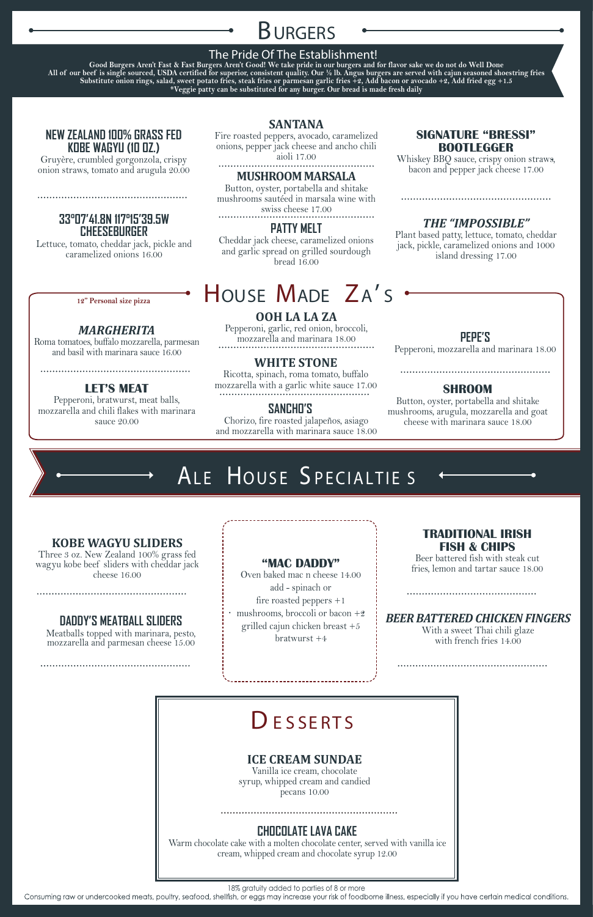# Burgers

## The Pride Of The Establishment!

**Good Burgers Aren't Fast & Fast Burgers Aren't Good! We take pride in our burgers and for flavor sake we do not do Well Done**
**All of our beef is single sourced, USDA certified for superior, consistent quality. Our ½ lb. Angus burgers are served with cajun seasoned shoestring fries**
**Substitute onion rings, salad, sweet potato fries, steak fries or parmesan garlic fries +2, Add bacon or avocado +2, Add fried egg +1.5**
**\*Veggie patty can be substituted for any burger. Our bread is made fresh daily**

### NEW ZEALAND 100% GRASS FED KOBE WAGYU (10 OZ.)
Gruyère, crumbled gorgonzola, crispy onion straws, tomato and arugula 20.00

### 33°07'41.8N 117°15'39.5W CHEESEBURGER
Lettuce, tomato, cheddar jack, pickle and caramelized onions 16.00

### SANTANA
Fire roasted peppers, avocado, caramelized onions, pepper jack cheese and ancho chili aioli 17.00

### MUSHROOM MARSALA
Button, oyster, portabella and shitake mushrooms sautéed in marsala wine with swiss cheese 17.00

### PATTY MELT
Cheddar jack cheese, caramelized onions and garlic spread on grilled sourdough bread 16.00

### SIGNATURE "BRESSI" BOOTLEGGER
Whiskey BBQ sauce, crispy onion straws, bacon and pepper jack cheese 17.00

### *THE "IMPOSSIBLE"*
Plant based patty, lettuce, tomato, cheddar jack, pickle, caramelized onions and 1000 island dressing 17.00

# House Made Za's

**12" Personal size pizza**

### *MARGHERITA*
Roma tomatoes, buffalo mozzarella, parmesan and basil with marinara sauce 16.00

### LET'S MEAT
Pepperoni, bratwurst, meat balls, mozzarella and chili flakes with marinara sauce 20.00

### OOH LA LA ZA
Pepperoni, garlic, red onion, broccoli, mozzarella and marinara 18.00

### WHITE STONE
Ricotta, spinach, roma tomato, buffalo mozzarella with a garlic white sauce 17.00

### SANCHO'S
Chorizo, fire roasted jalapeños, asiago and mozzarella with marinara sauce 18.00

### PEPE'S
Pepperoni, mozzarella and marinara 18.00

### SHROOM
Button, oyster, portabella and shitake mushrooms, arugula, mozzarella and goat cheese with marinara sauce 18.00

# Ale House Specialties

### KOBE WAGYU SLIDERS
Three 3 oz. New Zealand 100% grass fed wagyu kobe beef sliders with cheddar jack cheese 16.00

### DADDY'S MEATBALL SLIDERS
Meatballs topped with marinara, pesto, mozzarella and parmesan cheese 15.00

### "MAC DADDY"
Oven baked mac n cheese 14.00
add - spinach or
fire roasted peppers +1
mushrooms, broccoli or bacon +2
grilled cajun chicken breast +5
bratwurst +4

### TRADITIONAL IRISH FISH & CHIPS
Beer battered fish with steak cut fries, lemon and tartar sauce 18.00

### *BEER BATTERED CHICKEN FINGERS*
With a sweet Thai chili glaze with french fries 14.00

# Desserts

### ICE CREAM SUNDAE
Vanilla ice cream, chocolate syrup, whipped cream and candied pecans 10.00

### CHOCOLATE LAVA CAKE
Warm chocolate cake with a molten chocolate center, served with vanilla ice cream, whipped cream and chocolate syrup 12.00

18% gratuity added to parties of 8 or more

Consuming raw or undercooked meats, poultry, seafood, shellfish, or eggs may increase your risk of foodborne illness, especially if you have certain medical conditions.